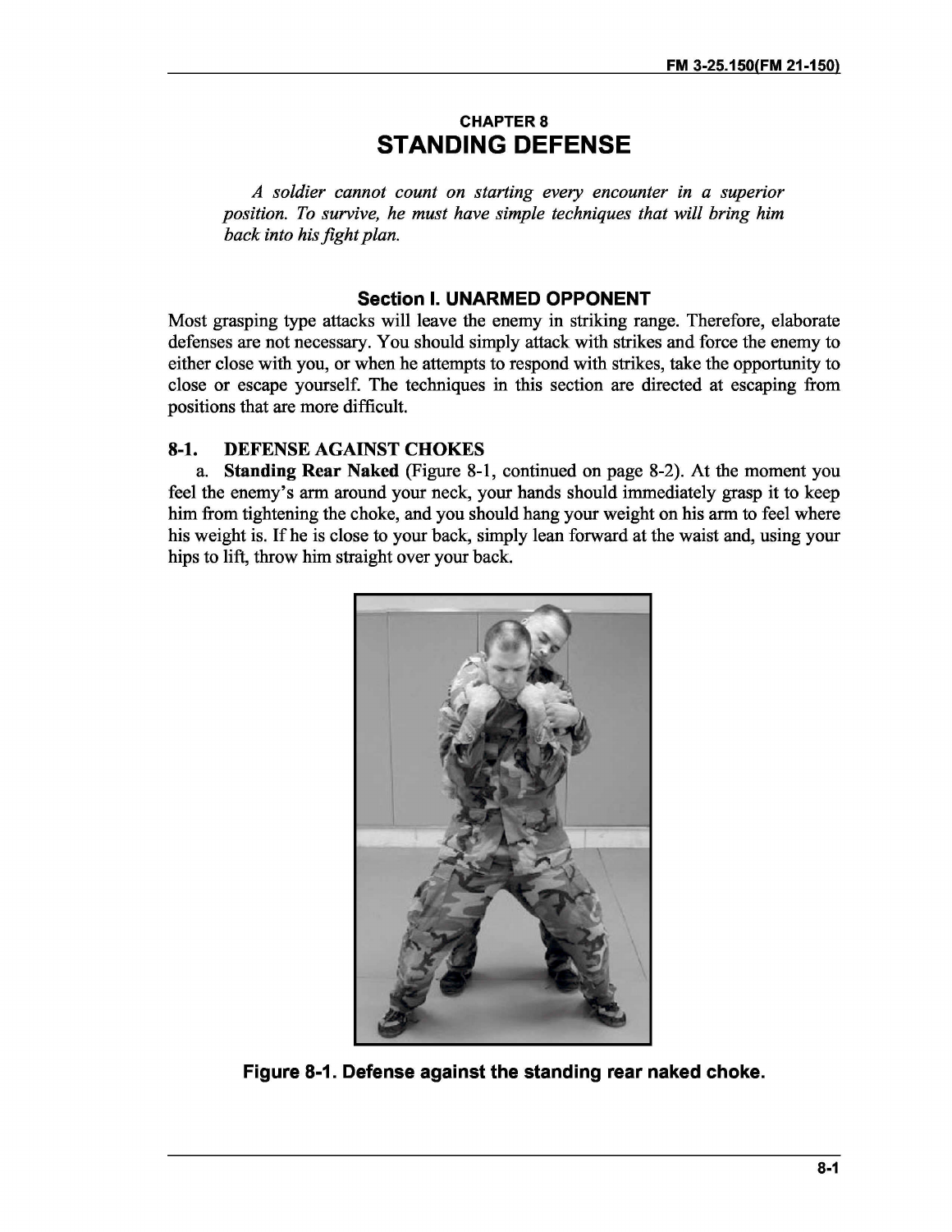## CHAPTER 8

# STANDING DEFENSE

*A soldier cannot count on starting every encounter in a superior position. To survive, he must have simple techniques that will bring him back into his fight plan.*

### Section I. UNARMED OPPONENT

Most grasping type attacks will leave the enemy in striking range. Therefore, elaborate defenses are not necessary. You should simply attack with strikes and force the enemy to either close with you, or when he attempts to respond with strikes, take the opportunity to close or escape yourself. The techniques in this section are directed at escaping from positions that are more difficult.

#### 8-1. DEFENSE AGAINST CHOKES

a. **Standing Rear Naked** (Figure 8-1, continued on page 8-2). At the moment you feel the enemy's arm around your neck, your hands should immediately grasp it to keep him from tightening the choke, and you should hang your weight on his arm to feel where his weight is. If he is close to your back, simply lean forward at the waist and, using your hips to lift, throw him straight over your back.

**Figure 8-1. Defense against the standing rear naked choke.**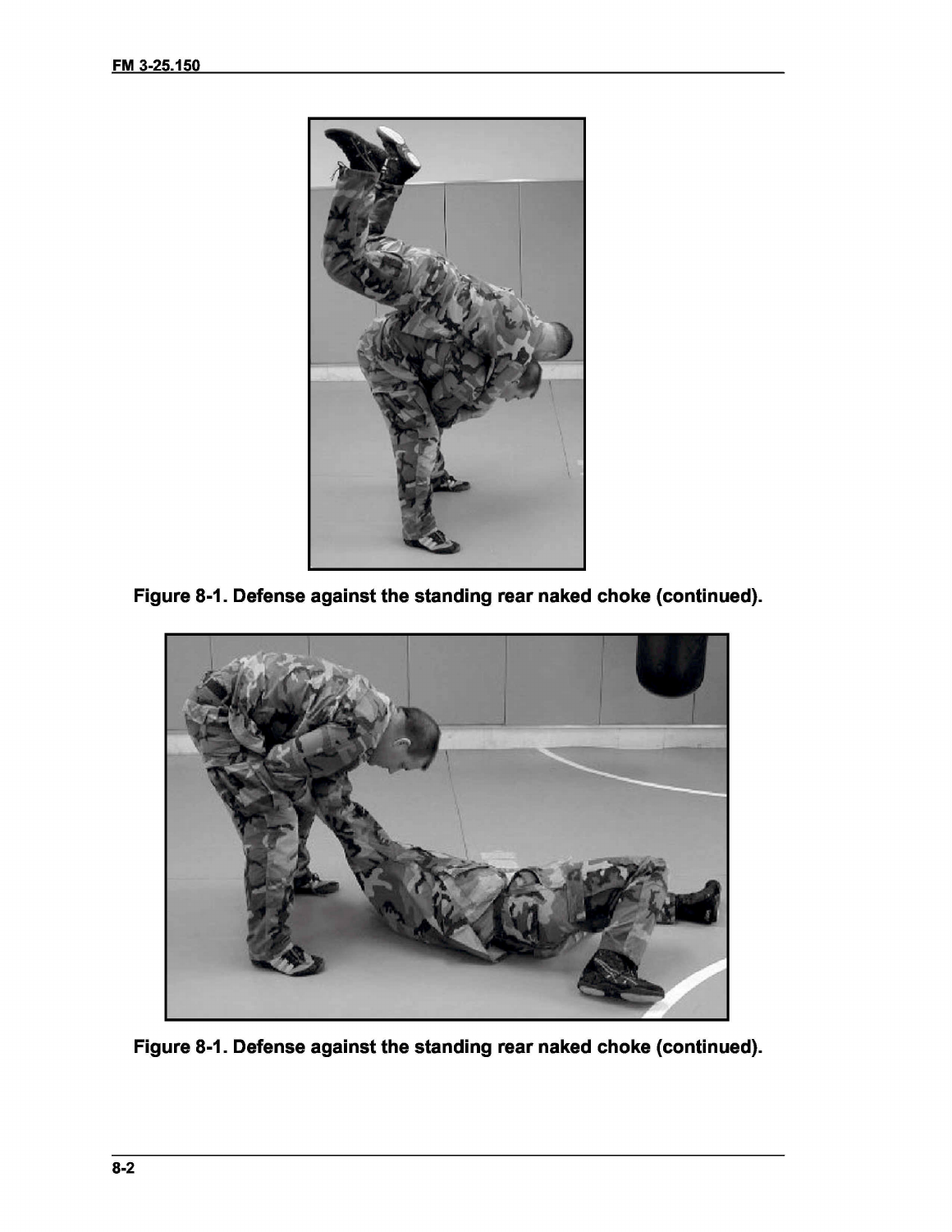Figure 8-1. Defense against the standing rear naked choke (continued).

Figure 8-1. Defense against the standing rear naked choke (continued).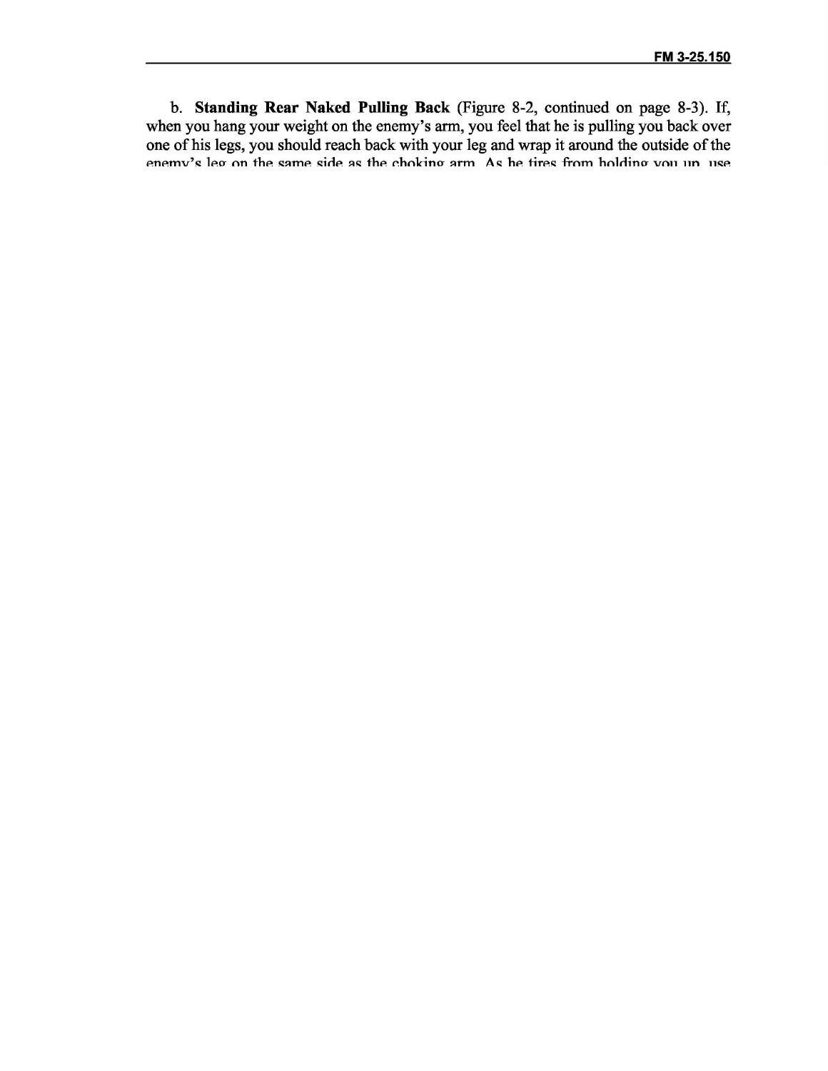b. **Standing Rear Naked Pulling Back** (Figure 8-2, continued on page 8-3). If, when you hang your weight on the enemy's arm, you feel that he is pulling you back over one of his legs, you should reach back with your leg and wrap it around the outside of the enemy's leg on the same side as the choking arm. As he tires from holding you up, use